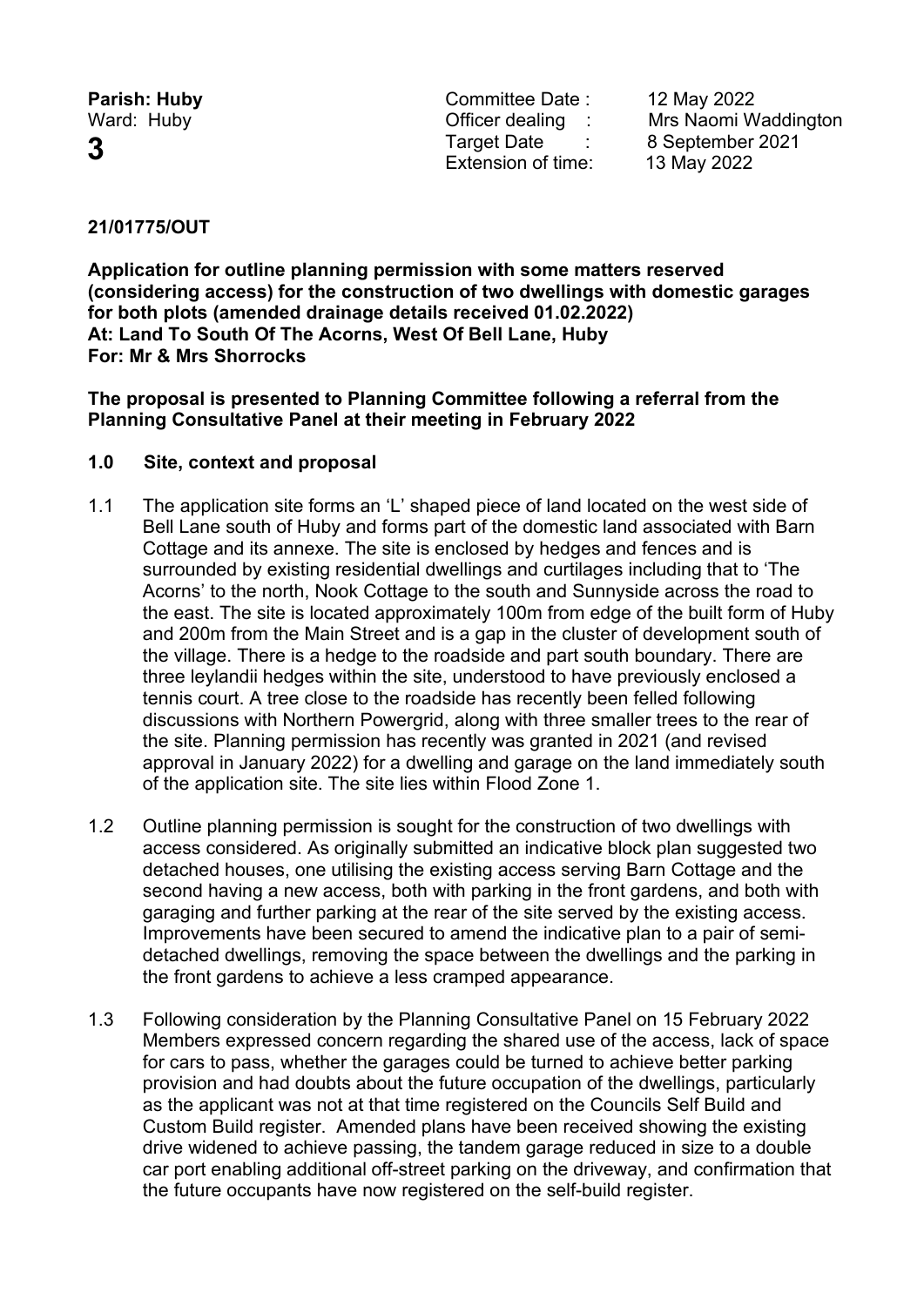**Parish: Huby**
Ward: Huby

**3**

Committee Date : 12 May 2022
Officer dealing : Mrs Naomi Waddington
Target Date : 8 September 2021
Extension of time: 13 May 2022

**21/01775/OUT**

**Application for outline planning permission with some matters reserved (considering access) for the construction of two dwellings with domestic garages for both plots (amended drainage details received 01.02.2022)**
**At: Land To South Of The Acorns, West Of Bell Lane, Huby**
**For: Mr & Mrs Shorrocks**

**The proposal is presented to Planning Committee following a referral from the Planning Consultative Panel at their meeting in February 2022**

## 1.0 Site, context and proposal

1.1 The application site forms an 'L' shaped piece of land located on the west side of Bell Lane south of Huby and forms part of the domestic land associated with Barn Cottage and its annexe. The site is enclosed by hedges and fences and is surrounded by existing residential dwellings and curtilages including that to 'The Acorns' to the north, Nook Cottage to the south and Sunnyside across the road to the east. The site is located approximately 100m from edge of the built form of Huby and 200m from the Main Street and is a gap in the cluster of development south of the village. There is a hedge to the roadside and part south boundary. There are three leylandii hedges within the site, understood to have previously enclosed a tennis court. A tree close to the roadside has recently been felled following discussions with Northern Powergrid, along with three smaller trees to the rear of the site. Planning permission has recently was granted in 2021 (and revised approval in January 2022) for a dwelling and garage on the land immediately south of the application site. The site lies within Flood Zone 1.

1.2 Outline planning permission is sought for the construction of two dwellings with access considered. As originally submitted an indicative block plan suggested two detached houses, one utilising the existing access serving Barn Cottage and the second having a new access, both with parking in the front gardens, and both with garaging and further parking at the rear of the site served by the existing access. Improvements have been secured to amend the indicative plan to a pair of semi-detached dwellings, removing the space between the dwellings and the parking in the front gardens to achieve a less cramped appearance.

1.3 Following consideration by the Planning Consultative Panel on 15 February 2022 Members expressed concern regarding the shared use of the access, lack of space for cars to pass, whether the garages could be turned to achieve better parking provision and had doubts about the future occupation of the dwellings, particularly as the applicant was not at that time registered on the Councils Self Build and Custom Build register. Amended plans have been received showing the existing drive widened to achieve passing, the tandem garage reduced in size to a double car port enabling additional off-street parking on the driveway, and confirmation that the future occupants have now registered on the self-build register.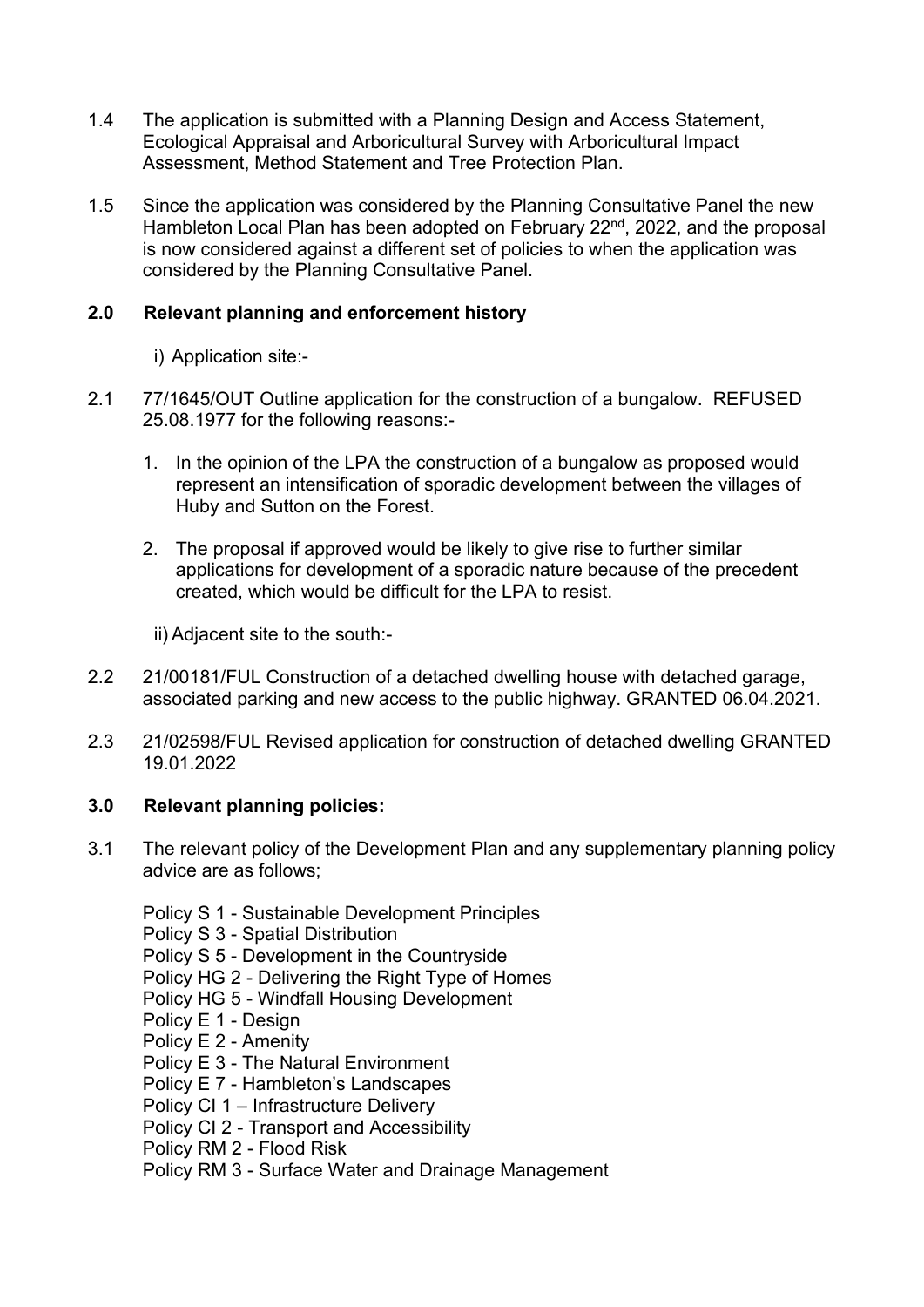1.4 The application is submitted with a Planning Design and Access Statement, Ecological Appraisal and Arboricultural Survey with Arboricultural Impact Assessment, Method Statement and Tree Protection Plan.

1.5 Since the application was considered by the Planning Consultative Panel the new Hambleton Local Plan has been adopted on February 22nd, 2022, and the proposal is now considered against a different set of policies to when the application was considered by the Planning Consultative Panel.

## 2.0 Relevant planning and enforcement history

i) Application site:-

2.1 77/1645/OUT Outline application for the construction of a bungalow. REFUSED 25.08.1977 for the following reasons:-

1. In the opinion of the LPA the construction of a bungalow as proposed would represent an intensification of sporadic development between the villages of Huby and Sutton on the Forest.
2. The proposal if approved would be likely to give rise to further similar applications for development of a sporadic nature because of the precedent created, which would be difficult for the LPA to resist.

ii) Adjacent site to the south:-

2.2 21/00181/FUL Construction of a detached dwelling house with detached garage, associated parking and new access to the public highway. GRANTED 06.04.2021.

2.3 21/02598/FUL Revised application for construction of detached dwelling GRANTED 19.01.2022

## 3.0 Relevant planning policies:

3.1 The relevant policy of the Development Plan and any supplementary planning policy advice are as follows;

Policy S 1 - Sustainable Development Principles
Policy S 3 - Spatial Distribution
Policy S 5 - Development in the Countryside
Policy HG 2 - Delivering the Right Type of Homes
Policy HG 5 - Windfall Housing Development
Policy E 1 - Design
Policy E 2 - Amenity
Policy E 3 - The Natural Environment
Policy E 7 - Hambleton's Landscapes
Policy CI 1 – Infrastructure Delivery
Policy CI 2 - Transport and Accessibility
Policy RM 2 - Flood Risk
Policy RM 3 - Surface Water and Drainage Management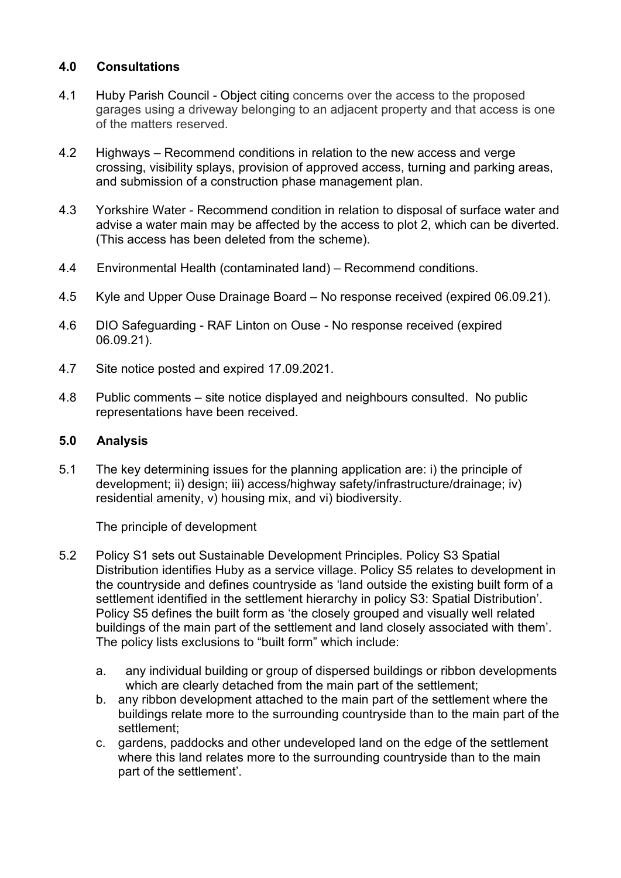## 4.0 Consultations

4.1 Huby Parish Council - Object citing concerns over the access to the proposed garages using a driveway belonging to an adjacent property and that access is one of the matters reserved.

4.2 Highways – Recommend conditions in relation to the new access and verge crossing, visibility splays, provision of approved access, turning and parking areas, and submission of a construction phase management plan.

4.3 Yorkshire Water - Recommend condition in relation to disposal of surface water and advise a water main may be affected by the access to plot 2, which can be diverted. (This access has been deleted from the scheme).

4.4 Environmental Health (contaminated land) – Recommend conditions.

4.5 Kyle and Upper Ouse Drainage Board – No response received (expired 06.09.21).

4.6 DIO Safeguarding - RAF Linton on Ouse - No response received (expired 06.09.21).

4.7 Site notice posted and expired 17.09.2021.

4.8 Public comments – site notice displayed and neighbours consulted. No public representations have been received.

## 5.0 Analysis

5.1 The key determining issues for the planning application are: i) the principle of development; ii) design; iii) access/highway safety/infrastructure/drainage; iv) residential amenity, v) housing mix, and vi) biodiversity.

The principle of development

5.2 Policy S1 sets out Sustainable Development Principles. Policy S3 Spatial Distribution identifies Huby as a service village. Policy S5 relates to development in the countryside and defines countryside as 'land outside the existing built form of a settlement identified in the settlement hierarchy in policy S3: Spatial Distribution'. Policy S5 defines the built form as 'the closely grouped and visually well related buildings of the main part of the settlement and land closely associated with them'. The policy lists exclusions to "built form" which include:

a. any individual building or group of dispersed buildings or ribbon developments which are clearly detached from the main part of the settlement;
b. any ribbon development attached to the main part of the settlement where the buildings relate more to the surrounding countryside than to the main part of the settlement;
c. gardens, paddocks and other undeveloped land on the edge of the settlement where this land relates more to the surrounding countryside than to the main part of the settlement'.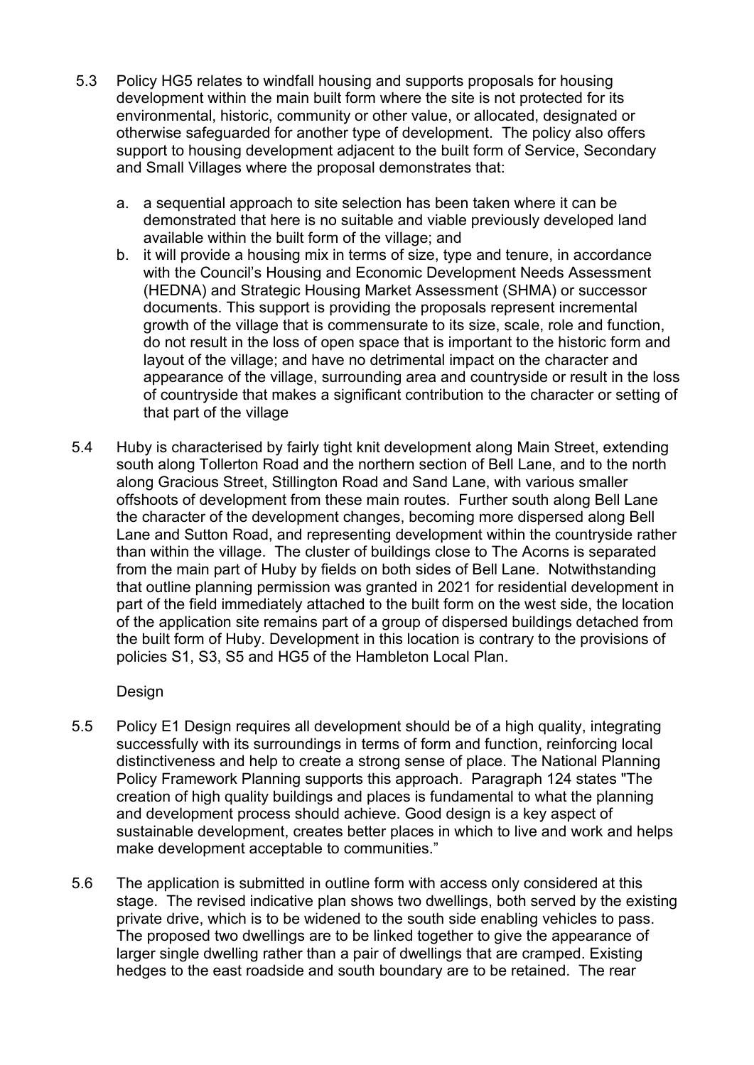5.3 Policy HG5 relates to windfall housing and supports proposals for housing development within the main built form where the site is not protected for its environmental, historic, community or other value, or allocated, designated or otherwise safeguarded for another type of development. The policy also offers support to housing development adjacent to the built form of Service, Secondary and Small Villages where the proposal demonstrates that:

a. a sequential approach to site selection has been taken where it can be demonstrated that here is no suitable and viable previously developed land available within the built form of the village; and

b. it will provide a housing mix in terms of size, type and tenure, in accordance with the Council's Housing and Economic Development Needs Assessment (HEDNA) and Strategic Housing Market Assessment (SHMA) or successor documents. This support is providing the proposals represent incremental growth of the village that is commensurate to its size, scale, role and function, do not result in the loss of open space that is important to the historic form and layout of the village; and have no detrimental impact on the character and appearance of the village, surrounding area and countryside or result in the loss of countryside that makes a significant contribution to the character or setting of that part of the village

5.4 Huby is characterised by fairly tight knit development along Main Street, extending south along Tollerton Road and the northern section of Bell Lane, and to the north along Gracious Street, Stillington Road and Sand Lane, with various smaller offshoots of development from these main routes. Further south along Bell Lane the character of the development changes, becoming more dispersed along Bell Lane and Sutton Road, and representing development within the countryside rather than within the village. The cluster of buildings close to The Acorns is separated from the main part of Huby by fields on both sides of Bell Lane. Notwithstanding that outline planning permission was granted in 2021 for residential development in part of the field immediately attached to the built form on the west side, the location of the application site remains part of a group of dispersed buildings detached from the built form of Huby. Development in this location is contrary to the provisions of policies S1, S3, S5 and HG5 of the Hambleton Local Plan.

Design

5.5 Policy E1 Design requires all development should be of a high quality, integrating successfully with its surroundings in terms of form and function, reinforcing local distinctiveness and help to create a strong sense of place. The National Planning Policy Framework Planning supports this approach. Paragraph 124 states "The creation of high quality buildings and places is fundamental to what the planning and development process should achieve. Good design is a key aspect of sustainable development, creates better places in which to live and work and helps make development acceptable to communities."

5.6 The application is submitted in outline form with access only considered at this stage. The revised indicative plan shows two dwellings, both served by the existing private drive, which is to be widened to the south side enabling vehicles to pass. The proposed two dwellings are to be linked together to give the appearance of larger single dwelling rather than a pair of dwellings that are cramped. Existing hedges to the east roadside and south boundary are to be retained. The rear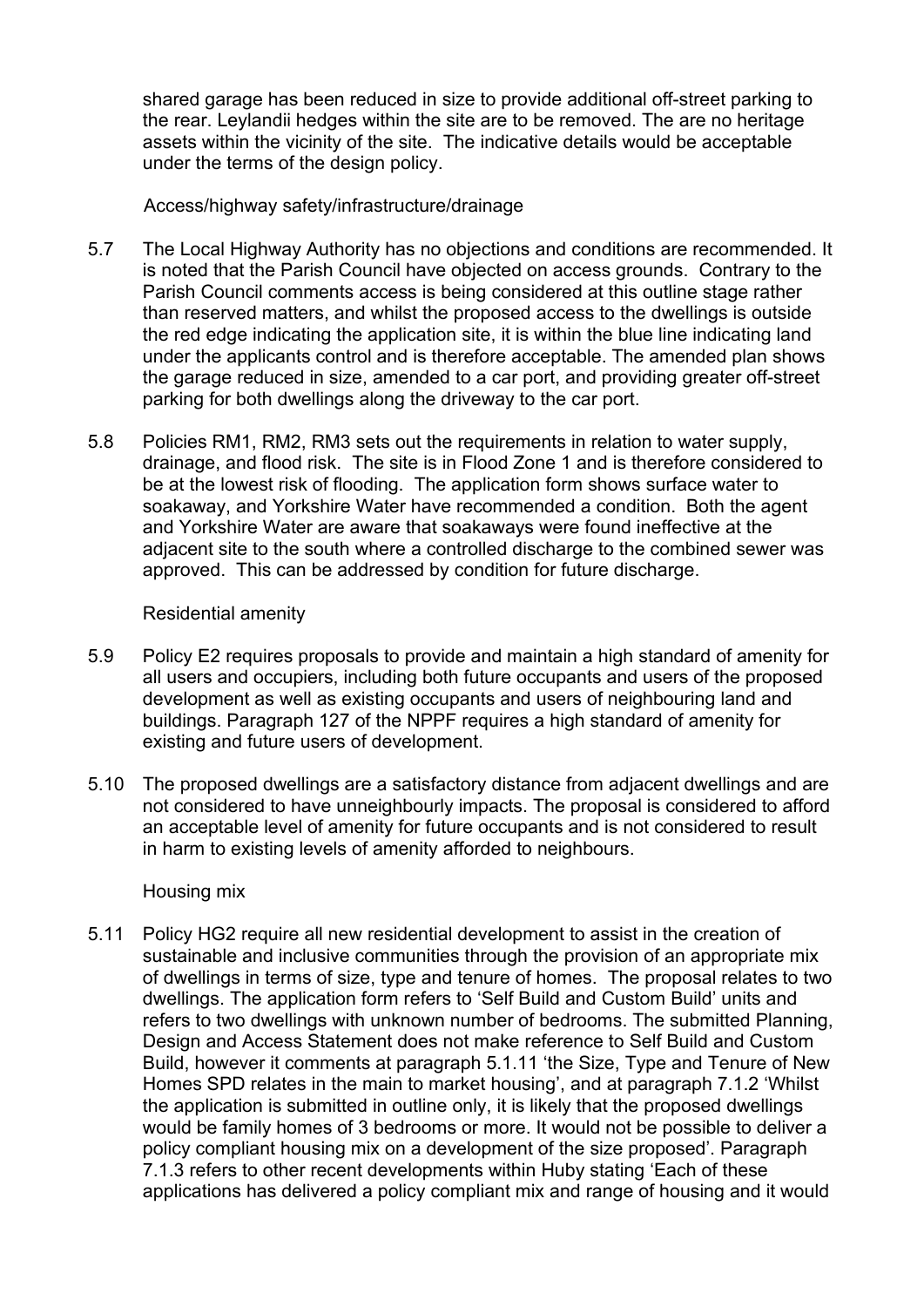shared garage has been reduced in size to provide additional off-street parking to the rear. Leylandii hedges within the site are to be removed. The are no heritage assets within the vicinity of the site. The indicative details would be acceptable under the terms of the design policy.

Access/highway safety/infrastructure/drainage

5.7 The Local Highway Authority has no objections and conditions are recommended. It is noted that the Parish Council have objected on access grounds. Contrary to the Parish Council comments access is being considered at this outline stage rather than reserved matters, and whilst the proposed access to the dwellings is outside the red edge indicating the application site, it is within the blue line indicating land under the applicants control and is therefore acceptable. The amended plan shows the garage reduced in size, amended to a car port, and providing greater off-street parking for both dwellings along the driveway to the car port.

5.8 Policies RM1, RM2, RM3 sets out the requirements in relation to water supply, drainage, and flood risk. The site is in Flood Zone 1 and is therefore considered to be at the lowest risk of flooding. The application form shows surface water to soakaway, and Yorkshire Water have recommended a condition. Both the agent and Yorkshire Water are aware that soakaways were found ineffective at the adjacent site to the south where a controlled discharge to the combined sewer was approved. This can be addressed by condition for future discharge.

Residential amenity

5.9 Policy E2 requires proposals to provide and maintain a high standard of amenity for all users and occupiers, including both future occupants and users of the proposed development as well as existing occupants and users of neighbouring land and buildings. Paragraph 127 of the NPPF requires a high standard of amenity for existing and future users of development.

5.10 The proposed dwellings are a satisfactory distance from adjacent dwellings and are not considered to have unneighbourly impacts. The proposal is considered to afford an acceptable level of amenity for future occupants and is not considered to result in harm to existing levels of amenity afforded to neighbours.

Housing mix

5.11 Policy HG2 require all new residential development to assist in the creation of sustainable and inclusive communities through the provision of an appropriate mix of dwellings in terms of size, type and tenure of homes. The proposal relates to two dwellings. The application form refers to 'Self Build and Custom Build' units and refers to two dwellings with unknown number of bedrooms. The submitted Planning, Design and Access Statement does not make reference to Self Build and Custom Build, however it comments at paragraph 5.1.11 'the Size, Type and Tenure of New Homes SPD relates in the main to market housing', and at paragraph 7.1.2 'Whilst the application is submitted in outline only, it is likely that the proposed dwellings would be family homes of 3 bedrooms or more. It would not be possible to deliver a policy compliant housing mix on a development of the size proposed'. Paragraph 7.1.3 refers to other recent developments within Huby stating 'Each of these applications has delivered a policy compliant mix and range of housing and it would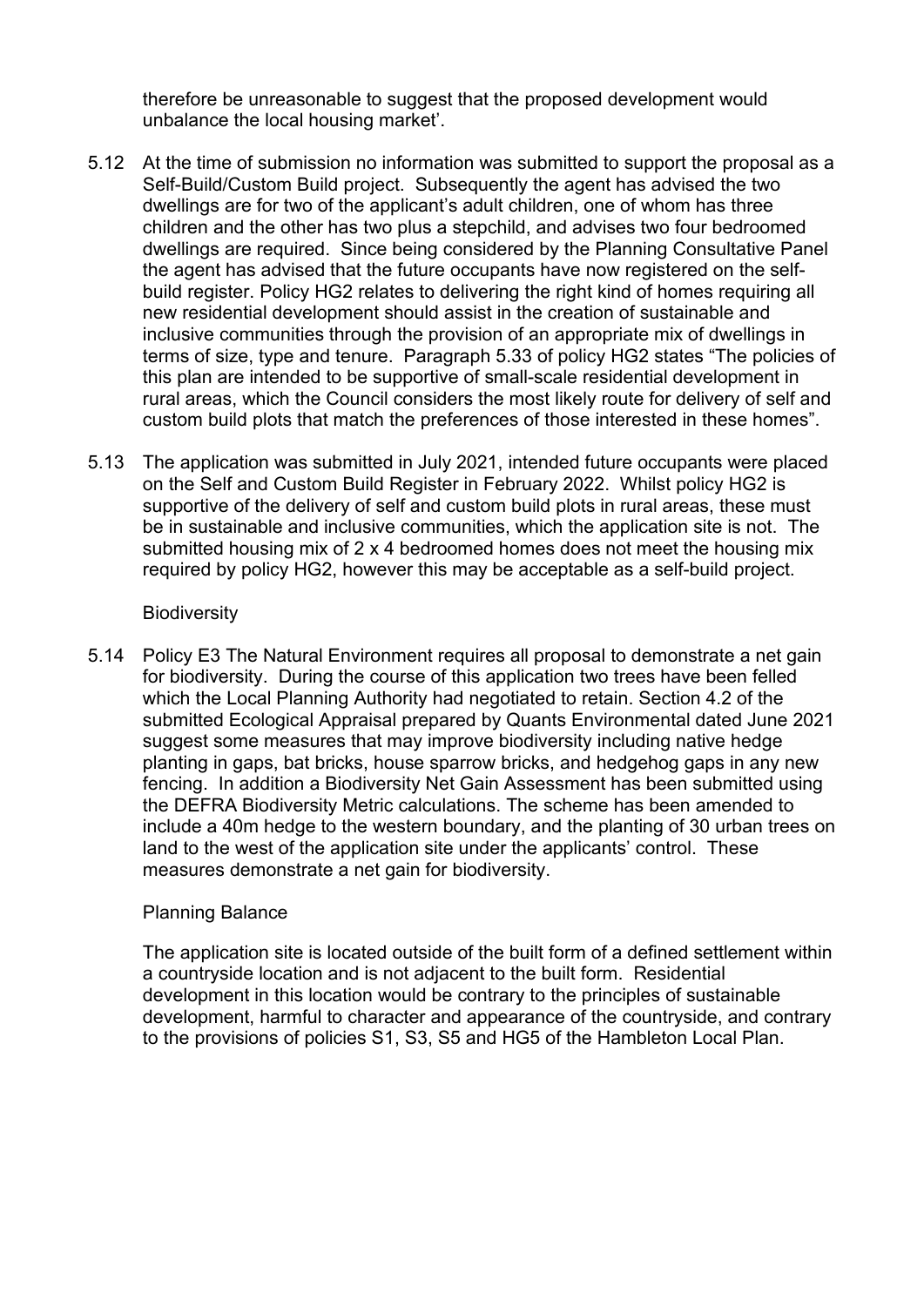therefore be unreasonable to suggest that the proposed development would unbalance the local housing market'.

5.12 At the time of submission no information was submitted to support the proposal as a Self-Build/Custom Build project. Subsequently the agent has advised the two dwellings are for two of the applicant's adult children, one of whom has three children and the other has two plus a stepchild, and advises two four bedroomed dwellings are required. Since being considered by the Planning Consultative Panel the agent has advised that the future occupants have now registered on the self-build register. Policy HG2 relates to delivering the right kind of homes requiring all new residential development should assist in the creation of sustainable and inclusive communities through the provision of an appropriate mix of dwellings in terms of size, type and tenure. Paragraph 5.33 of policy HG2 states "The policies of this plan are intended to be supportive of small-scale residential development in rural areas, which the Council considers the most likely route for delivery of self and custom build plots that match the preferences of those interested in these homes".

5.13 The application was submitted in July 2021, intended future occupants were placed on the Self and Custom Build Register in February 2022. Whilst policy HG2 is supportive of the delivery of self and custom build plots in rural areas, these must be in sustainable and inclusive communities, which the application site is not. The submitted housing mix of 2 x 4 bedroomed homes does not meet the housing mix required by policy HG2, however this may be acceptable as a self-build project.

Biodiversity

5.14 Policy E3 The Natural Environment requires all proposal to demonstrate a net gain for biodiversity. During the course of this application two trees have been felled which the Local Planning Authority had negotiated to retain. Section 4.2 of the submitted Ecological Appraisal prepared by Quants Environmental dated June 2021 suggest some measures that may improve biodiversity including native hedge planting in gaps, bat bricks, house sparrow bricks, and hedgehog gaps in any new fencing. In addition a Biodiversity Net Gain Assessment has been submitted using the DEFRA Biodiversity Metric calculations. The scheme has been amended to include a 40m hedge to the western boundary, and the planting of 30 urban trees on land to the west of the application site under the applicants' control. These measures demonstrate a net gain for biodiversity.

Planning Balance

The application site is located outside of the built form of a defined settlement within a countryside location and is not adjacent to the built form. Residential development in this location would be contrary to the principles of sustainable development, harmful to character and appearance of the countryside, and contrary to the provisions of policies S1, S3, S5 and HG5 of the Hambleton Local Plan.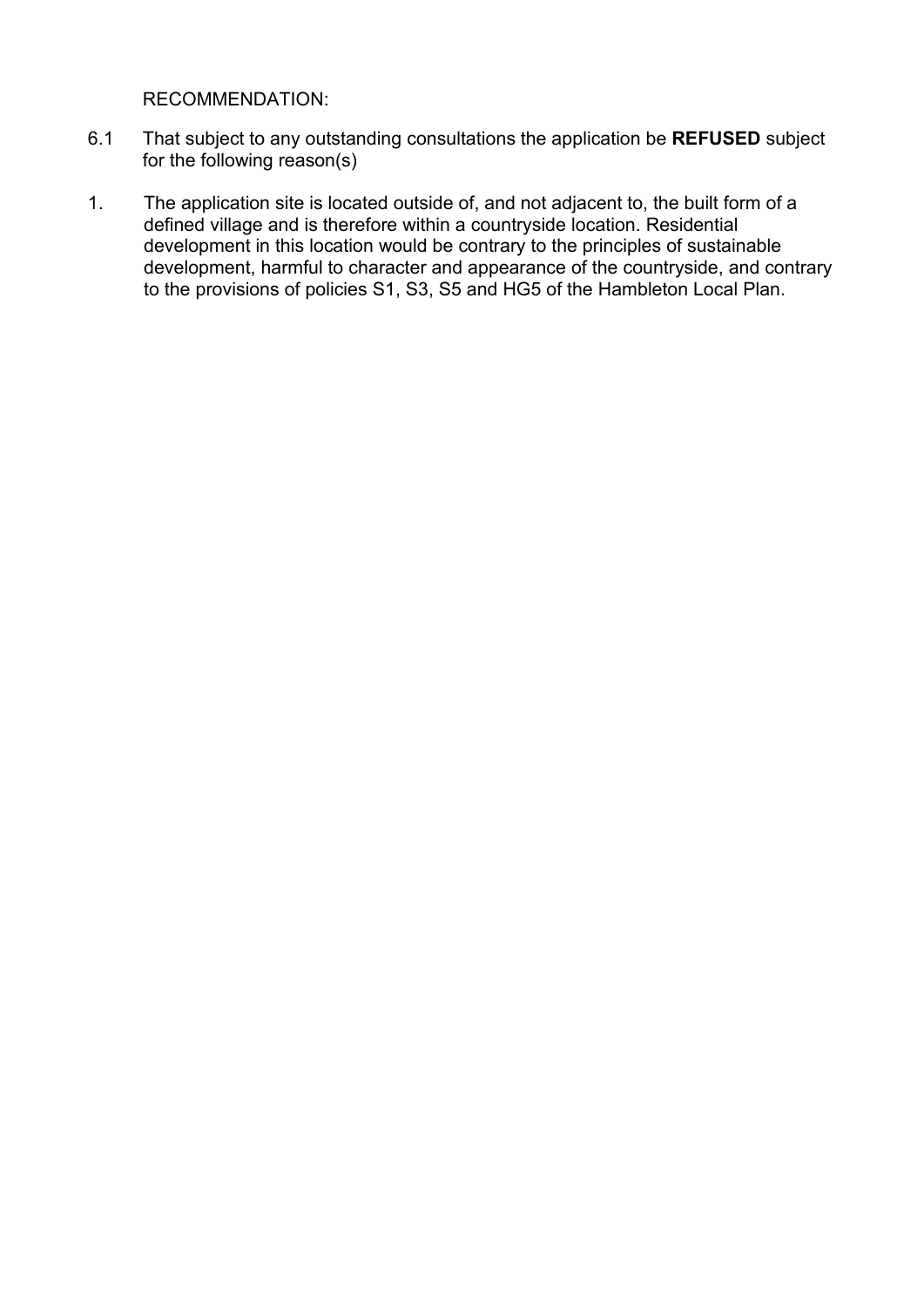RECOMMENDATION:

6.1 That subject to any outstanding consultations the application be **REFUSED** subject for the following reason(s)

1. The application site is located outside of, and not adjacent to, the built form of a defined village and is therefore within a countryside location. Residential development in this location would be contrary to the principles of sustainable development, harmful to character and appearance of the countryside, and contrary to the provisions of policies S1, S3, S5 and HG5 of the Hambleton Local Plan.